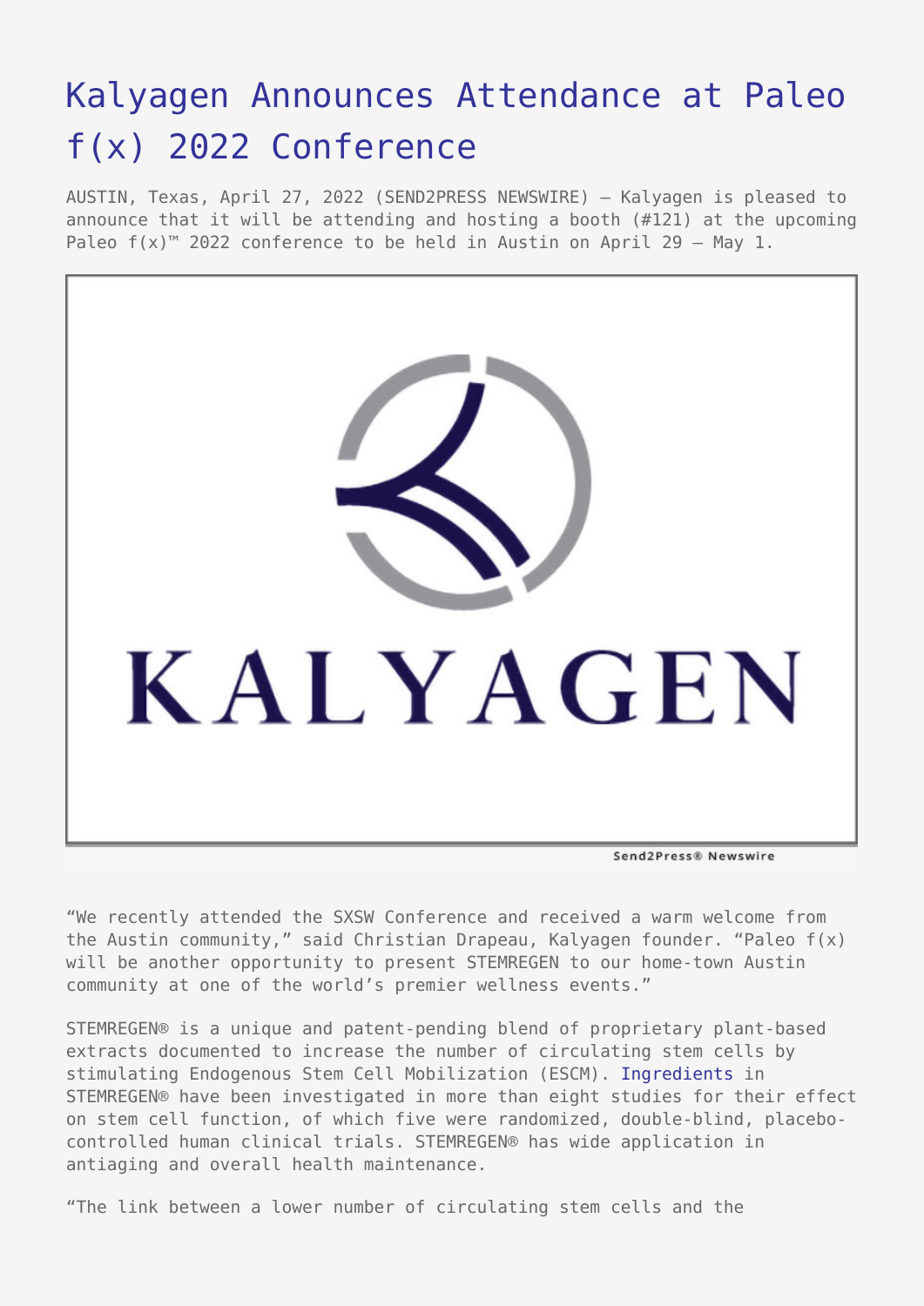# Kalyagen Announces Attendance at Paleo f(x) 2022 Conference

AUSTIN, Texas, April 27, 2022 (SEND2PRESS NEWSWIRE) — Kalyagen is pleased to announce that it will be attending and hosting a booth (#121) at the upcoming Paleo f(x)™ 2022 conference to be held in Austin on April 29 – May 1.

"We recently attended the SXSW Conference and received a warm welcome from the Austin community," said Christian Drapeau, Kalyagen founder. "Paleo f(x) will be another opportunity to present STEMREGEN to our home-town Austin community at one of the world's premier wellness events."

STEMREGEN® is a unique and patent-pending blend of proprietary plant-based extracts documented to increase the number of circulating stem cells by stimulating Endogenous Stem Cell Mobilization (ESCM). Ingredients in STEMREGEN® have been investigated in more than eight studies for their effect on stem cell function, of which five were randomized, double-blind, placebo-controlled human clinical trials. STEMREGEN® has wide application in antiaging and overall health maintenance.

"The link between a lower number of circulating stem cells and the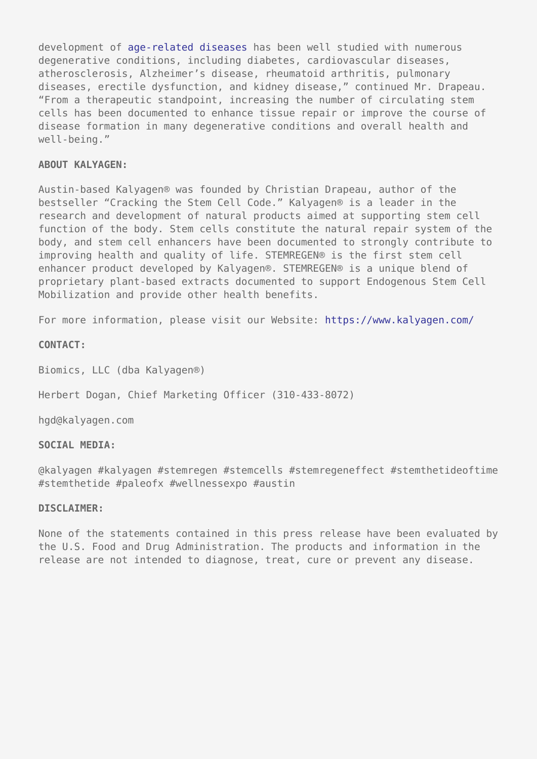development of age-related diseases has been well studied with numerous degenerative conditions, including diabetes, cardiovascular diseases, atherosclerosis, Alzheimer's disease, rheumatoid arthritis, pulmonary diseases, erectile dysfunction, and kidney disease," continued Mr. Drapeau. "From a therapeutic standpoint, increasing the number of circulating stem cells has been documented to enhance tissue repair or improve the course of disease formation in many degenerative conditions and overall health and well-being."

**ABOUT KALYAGEN:**

Austin-based Kalyagen® was founded by Christian Drapeau, author of the bestseller "Cracking the Stem Cell Code." Kalyagen® is a leader in the research and development of natural products aimed at supporting stem cell function of the body. Stem cells constitute the natural repair system of the body, and stem cell enhancers have been documented to strongly contribute to improving health and quality of life. STEMREGEN® is the first stem cell enhancer product developed by Kalyagen®. STEMREGEN® is a unique blend of proprietary plant-based extracts documented to support Endogenous Stem Cell Mobilization and provide other health benefits.

For more information, please visit our Website: https://www.kalyagen.com/

**CONTACT:**

Biomics, LLC (dba Kalyagen®)

Herbert Dogan, Chief Marketing Officer (310-433-8072)

hgd@kalyagen.com

**SOCIAL MEDIA:**

@kalyagen #kalyagen #stemregen #stemcells #stemregeneffect #stemthetideoftime #stemthetide #paleofx #wellnessexpo #austin

**DISCLAIMER:**

None of the statements contained in this press release have been evaluated by the U.S. Food and Drug Administration. The products and information in the release are not intended to diagnose, treat, cure or prevent any disease.